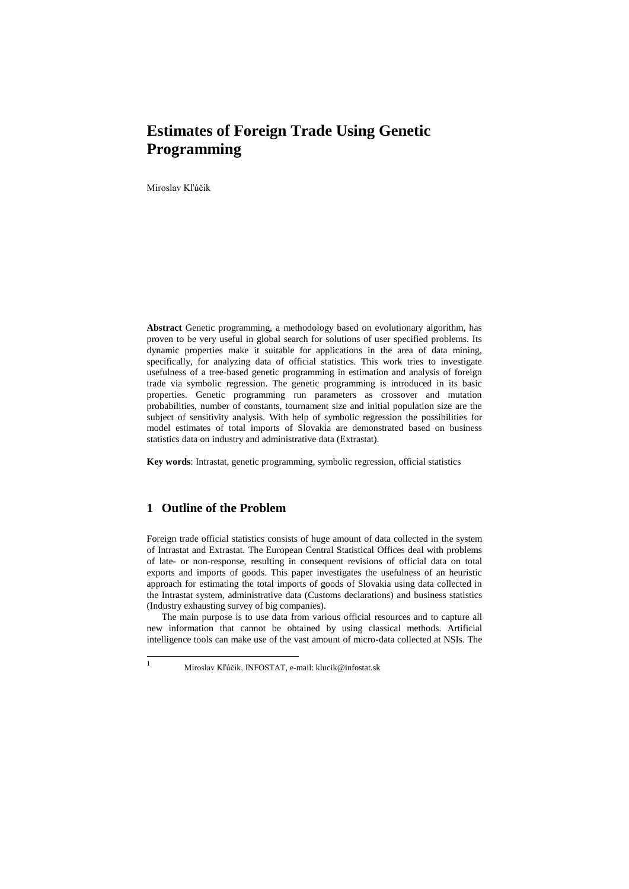# Estimates of Foreign Trade Using Genetic Programming

Miroslav Kľúčik

**Abstract** Genetic programming, a methodology based on evolutionary algorithm, has proven to be very useful in global search for solutions of user specified problems. Its dynamic properties make it suitable for applications in the area of data mining, specifically, for analyzing data of official statistics. This work tries to investigate usefulness of a tree-based genetic programming in estimation and analysis of foreign trade via symbolic regression. The genetic programming is introduced in its basic properties. Genetic programming run parameters as crossover and mutation probabilities, number of constants, tournament size and initial population size are the subject of sensitivity analysis. With help of symbolic regression the possibilities for model estimates of total imports of Slovakia are demonstrated based on business statistics data on industry and administrative data (Extrastat).

**Key words**: Intrastat, genetic programming, symbolic regression, official statistics

## 1 Outline of the Problem

Foreign trade official statistics consists of huge amount of data collected in the system of Intrastat and Extrastat. The European Central Statistical Offices deal with problems of late- or non-response, resulting in consequent revisions of official data on total exports and imports of goods. This paper investigates the usefulness of an heuristic approach for estimating the total imports of goods of Slovakia using data collected in the Intrastat system, administrative data (Customs declarations) and business statistics (Industry exhausting survey of big companies).

The main purpose is to use data from various official resources and to capture all new information that cannot be obtained by using classical methods. Artificial intelligence tools can make use of the vast amount of micro-data collected at NSIs. The

[1] Miroslav Kľúčik, INFOSTAT, e-mail: klucik@infostat.sk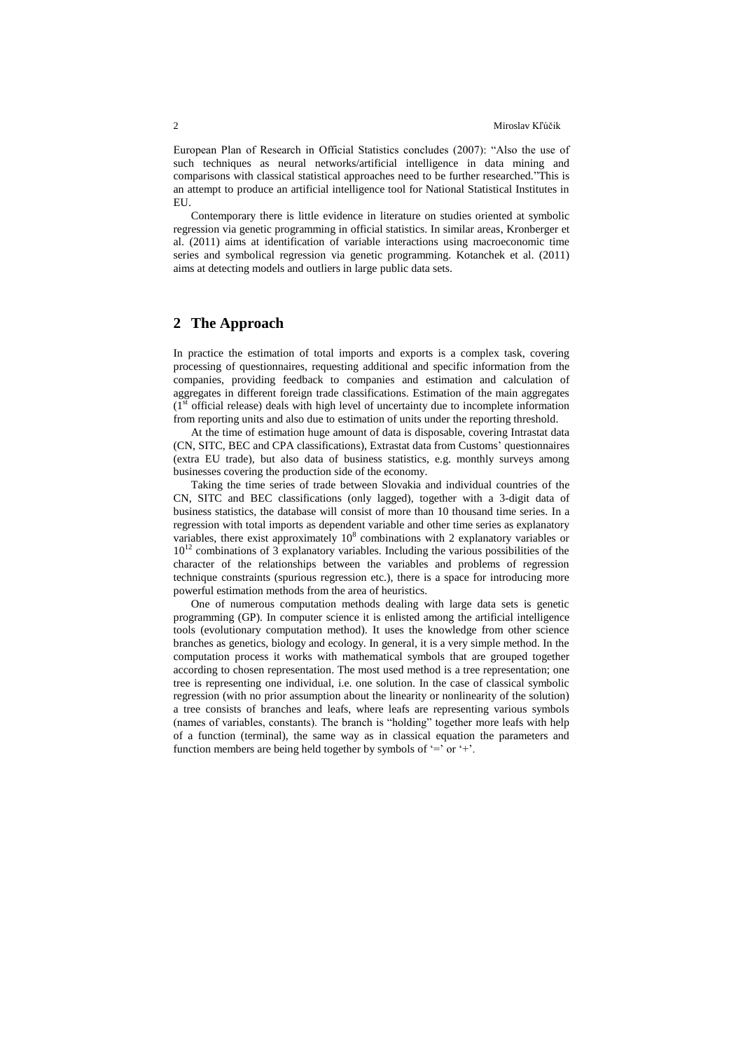European Plan of Research in Official Statistics concludes (2007): "Also the use of such techniques as neural networks/artificial intelligence in data mining and comparisons with classical statistical approaches need to be further researched."This is an attempt to produce an artificial intelligence tool for National Statistical Institutes in EU.

Contemporary there is little evidence in literature on studies oriented at symbolic regression via genetic programming in official statistics. In similar areas, Kronberger et al. (2011) aims at identification of variable interactions using macroeconomic time series and symbolical regression via genetic programming. Kotanchek et al. (2011) aims at detecting models and outliers in large public data sets.

## 2 The Approach

In practice the estimation of total imports and exports is a complex task, covering processing of questionnaires, requesting additional and specific information from the companies, providing feedback to companies and estimation and calculation of aggregates in different foreign trade classifications. Estimation of the main aggregates ($1^{st}$ official release) deals with high level of uncertainty due to incomplete information from reporting units and also due to estimation of units under the reporting threshold.

At the time of estimation huge amount of data is disposable, covering Intrastat data (CN, SITC, BEC and CPA classifications), Extrastat data from Customs' questionnaires (extra EU trade), but also data of business statistics, e.g. monthly surveys among businesses covering the production side of the economy.

Taking the time series of trade between Slovakia and individual countries of the CN, SITC and BEC classifications (only lagged), together with a 3-digit data of business statistics, the database will consist of more than 10 thousand time series. In a regression with total imports as dependent variable and other time series as explanatory variables, there exist approximately $10^8$ combinations with 2 explanatory variables or $10^{12}$ combinations of 3 explanatory variables. Including the various possibilities of the character of the relationships between the variables and problems of regression technique constraints (spurious regression etc.), there is a space for introducing more powerful estimation methods from the area of heuristics.

One of numerous computation methods dealing with large data sets is genetic programming (GP). In computer science it is enlisted among the artificial intelligence tools (evolutionary computation method). It uses the knowledge from other science branches as genetics, biology and ecology. In general, it is a very simple method. In the computation process it works with mathematical symbols that are grouped together according to chosen representation. The most used method is a tree representation; one tree is representing one individual, i.e. one solution. In the case of classical symbolic regression (with no prior assumption about the linearity or nonlinearity of the solution) a tree consists of branches and leafs, where leafs are representing various symbols (names of variables, constants). The branch is "holding" together more leafs with help of a function (terminal), the same way as in classical equation the parameters and function members are being held together by symbols of '=' or '+'.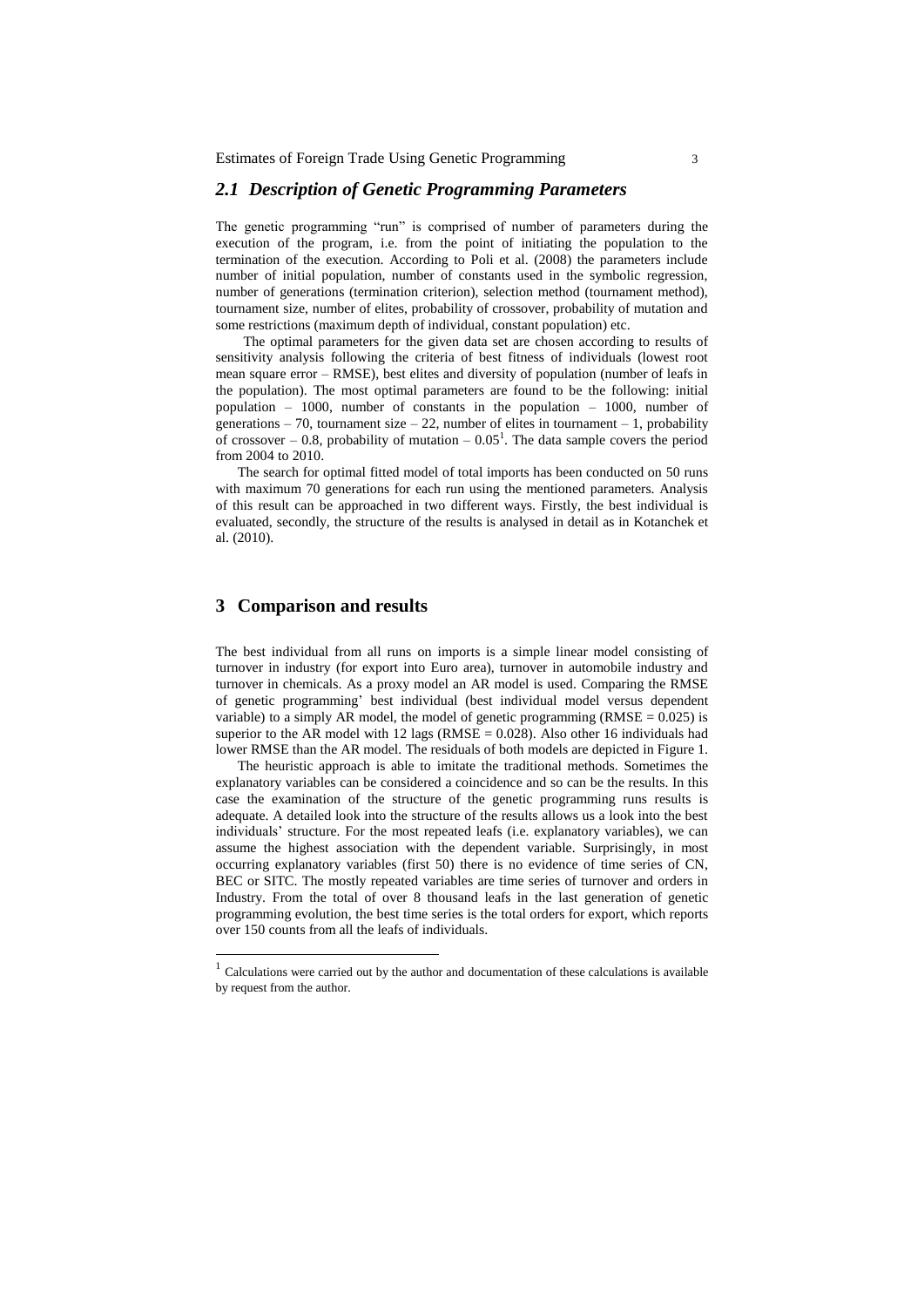## *2.1 Description of Genetic Programming Parameters*

The genetic programming "run" is comprised of number of parameters during the execution of the program, i.e. from the point of initiating the population to the termination of the execution. According to Poli et al. (2008) the parameters include number of initial population, number of constants used in the symbolic regression, number of generations (termination criterion), selection method (tournament method), tournament size, number of elites, probability of crossover, probability of mutation and some restrictions (maximum depth of individual, constant population) etc.

The optimal parameters for the given data set are chosen according to results of sensitivity analysis following the criteria of best fitness of individuals (lowest root mean square error – RMSE), best elites and diversity of population (number of leafs in the population). The most optimal parameters are found to be the following: initial population – 1000, number of constants in the population – 1000, number of generations – 70, tournament size – 22, number of elites in tournament – 1, probability of crossover – 0.8, probability of mutation – 0.05[1]. The data sample covers the period from 2004 to 2010.

The search for optimal fitted model of total imports has been conducted on 50 runs with maximum 70 generations for each run using the mentioned parameters. Analysis of this result can be approached in two different ways. Firstly, the best individual is evaluated, secondly, the structure of the results is analysed in detail as in Kotanchek et al. (2010).

# 3 Comparison and results

The best individual from all runs on imports is a simple linear model consisting of turnover in industry (for export into Euro area), turnover in automobile industry and turnover in chemicals. As a proxy model an AR model is used. Comparing the RMSE of genetic programming' best individual (best individual model versus dependent variable) to a simply AR model, the model of genetic programming (RMSE = 0.025) is superior to the AR model with 12 lags (RMSE = 0.028). Also other 16 individuals had lower RMSE than the AR model. The residuals of both models are depicted in Figure 1.

The heuristic approach is able to imitate the traditional methods. Sometimes the explanatory variables can be considered a coincidence and so can be the results. In this case the examination of the structure of the genetic programming runs results is adequate. A detailed look into the structure of the results allows us a look into the best individuals' structure. For the most repeated leafs (i.e. explanatory variables), we can assume the highest association with the dependent variable. Surprisingly, in most occurring explanatory variables (first 50) there is no evidence of time series of CN, BEC or SITC. The mostly repeated variables are time series of turnover and orders in Industry. From the total of over 8 thousand leafs in the last generation of genetic programming evolution, the best time series is the total orders for export, which reports over 150 counts from all the leafs of individuals.

---

[1] Calculations were carried out by the author and documentation of these calculations is available by request from the author.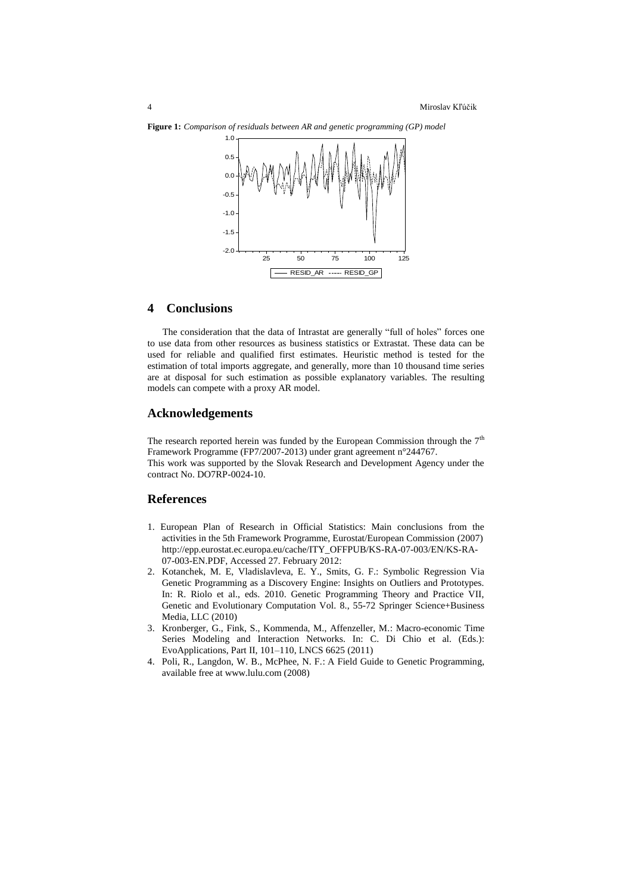**Figure 1:** *Comparison of residuals between AR and genetic programming (GP) model*

1.0
0.5
0.0
-0.5
-1.0
-1.5
-2.0
25 50 75 100 125
RESID_AR RESID_GP

## 4 Conclusions

The consideration that the data of Intrastat are generally "full of holes" forces one to use data from other resources as business statistics or Extrastat. These data can be used for reliable and qualified first estimates. Heuristic method is tested for the estimation of total imports aggregate, and generally, more than 10 thousand time series are at disposal for such estimation as possible explanatory variables. The resulting models can compete with a proxy AR model.

## Acknowledgements

The research reported herein was funded by the European Commission through the 7th Framework Programme (FP7/2007-2013) under grant agreement n°244767.
This work was supported by the Slovak Research and Development Agency under the contract No. DO7RP-0024-10.

## References

1. European Plan of Research in Official Statistics: Main conclusions from the activities in the 5th Framework Programme, Eurostat/European Commission (2007) http://epp.eurostat.ec.europa.eu/cache/ITY_OFFPUB/KS-RA-07-003/EN/KS-RA-07-003-EN.PDF, Accessed 27. February 2012:
2. Kotanchek, M. E, Vladislavleva, E. Y., Smits, G. F.: Symbolic Regression Via Genetic Programming as a Discovery Engine: Insights on Outliers and Prototypes. In: R. Riolo et al., eds. 2010. Genetic Programming Theory and Practice VII, Genetic and Evolutionary Computation Vol. 8., 55-72 Springer Science+Business Media, LLC (2010)
3. Kronberger, G., Fink, S., Kommenda, M., Affenzeller, M.: Macro-economic Time Series Modeling and Interaction Networks. In: C. Di Chio et al. (Eds.): EvoApplications, Part II, 101–110, LNCS 6625 (2011)
4. Poli, R., Langdon, W. B., McPhee, N. F.: A Field Guide to Genetic Programming, available free at www.lulu.com (2008)